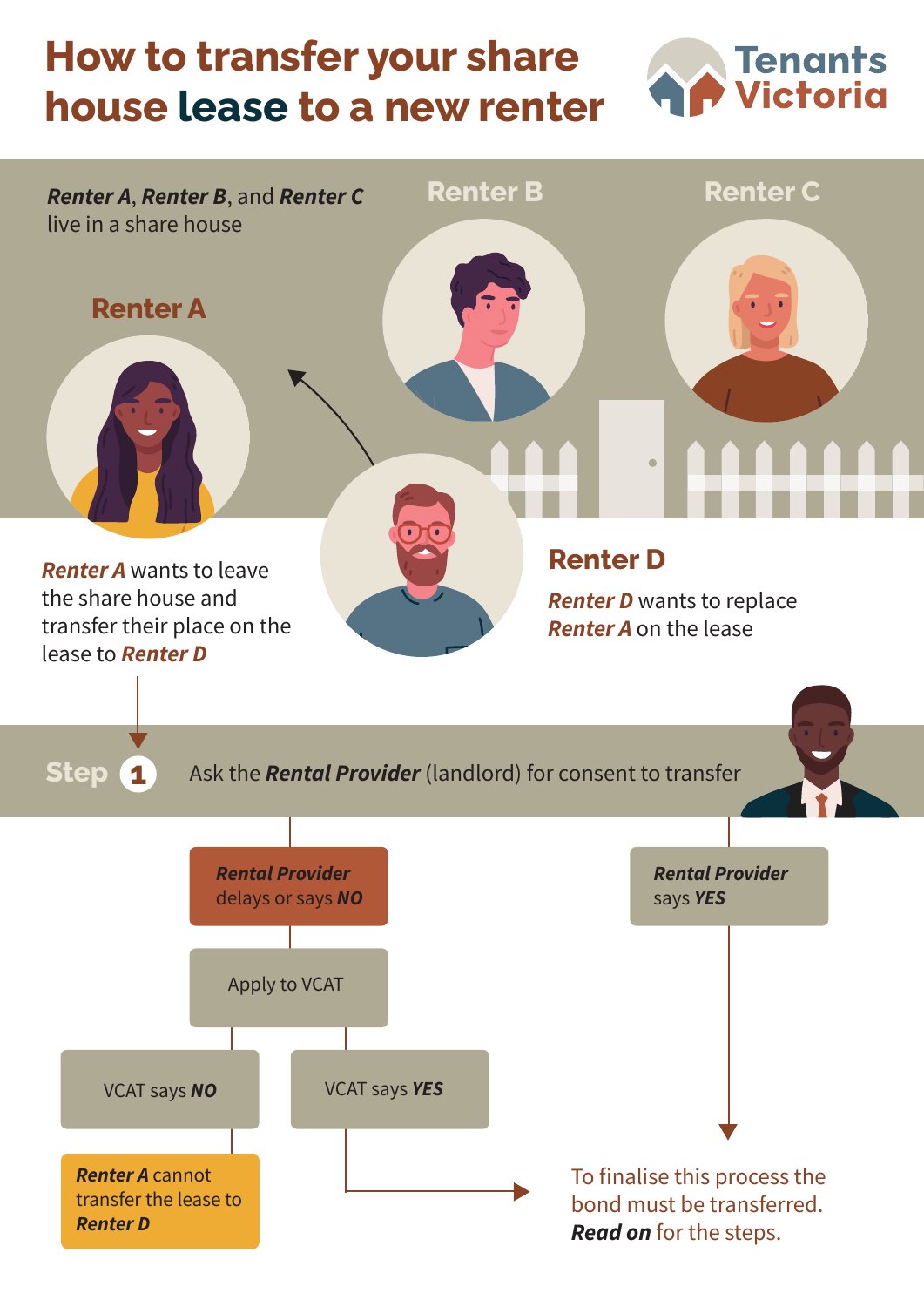# How to transfer your share house lease to a new renter

Tenants Victoria

***Renter A***, ***Renter B***, and ***Renter C*** live in a share house

Renter B

Renter C

Renter A

***Renter A*** wants to leave the share house and transfer their place on the lease to ***Renter D***

## Renter D

***Renter D*** wants to replace ***Renter A*** on the lease

**Step 1** Ask the ***Rental Provider*** (landlord) for consent to transfer

***Rental Provider*** delays or says ***NO***

Apply to VCAT

VCAT says ***NO***

***Renter A*** cannot transfer the lease to ***Renter D***

VCAT says ***YES***

***Rental Provider*** says ***YES***

To finalise this process the bond must be transferred. ***Read on*** for the steps.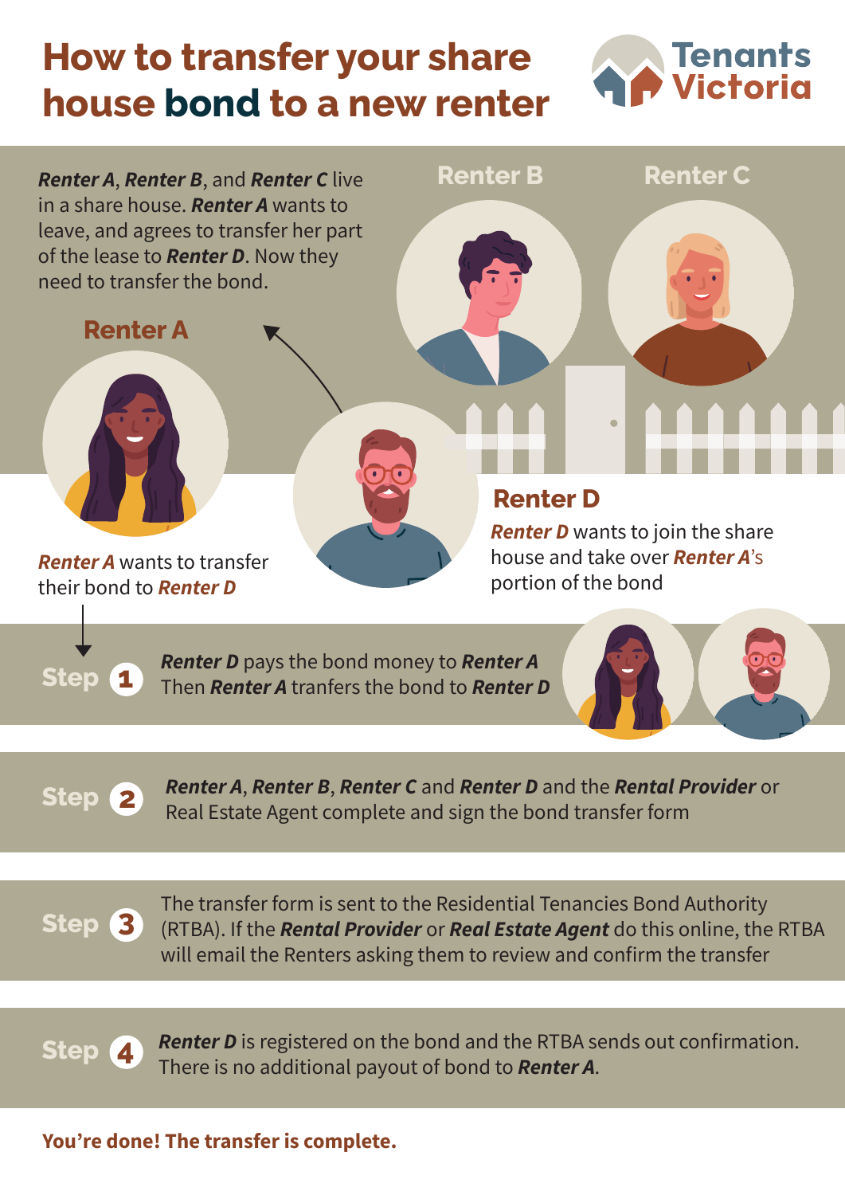# How to transfer your share house bond to a new renter

Tenants Victoria

***Renter A***, ***Renter B***, and ***Renter C*** live in a share house. ***Renter A*** wants to leave, and agrees to transfer her part of the lease to ***Renter D***. Now they need to transfer the bond.

Renter B

Renter C

Renter A

***Renter A*** wants to transfer their bond to ***Renter D***

Renter D

***Renter D*** wants to join the share house and take over ***Renter A***'s portion of the bond

**Step 1** ***Renter D*** pays the bond money to ***Renter A***
Then ***Renter A*** tranfers the bond to ***Renter D***

**Step 2** ***Renter A***, ***Renter B***, ***Renter C*** and ***Renter D*** and the ***Rental Provider*** or Real Estate Agent complete and sign the bond transfer form

**Step 3** The transfer form is sent to the Residential Tenancies Bond Authority (RTBA). If the ***Rental Provider*** or ***Real Estate Agent*** do this online, the RTBA will email the Renters asking them to review and confirm the transfer

**Step 4** ***Renter D*** is registered on the bond and the RTBA sends out confirmation. There is no additional payout of bond to ***Renter A***.

**You're done! The transfer is complete.**